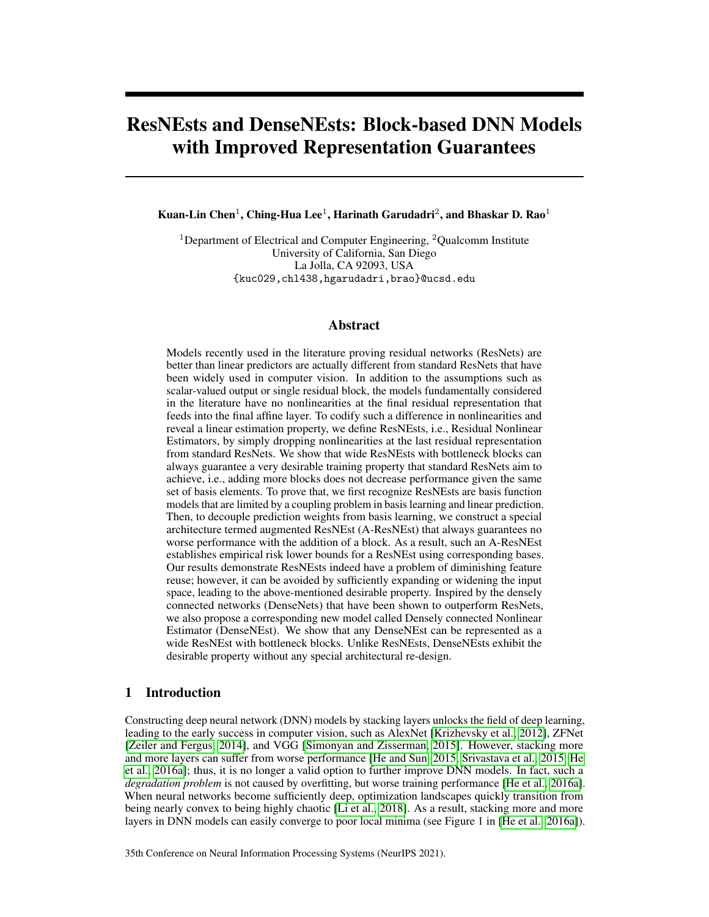# ResNEsts and DenseNEsts: Block-based DNN Models with Improved Representation Guarantees

**Kuan-Lin Chen[1], Ching-Hua Lee[1], Harinath Garudadri[2], and Bhaskar D. Rao[1]**

[1]Department of Electrical and Computer Engineering, [2]Qualcomm Institute
University of California, San Diego
La Jolla, CA 92093, USA
{kuc029,chl438,hgarudadri,brao}@ucsd.edu

## Abstract

Models recently used in the literature proving residual networks (ResNets) are better than linear predictors are actually different from standard ResNets that have been widely used in computer vision. In addition to the assumptions such as scalar-valued output or single residual block, the models fundamentally considered in the literature have no nonlinearities at the final residual representation that feeds into the final affine layer. To codify such a difference in nonlinearities and reveal a linear estimation property, we define ResNEsts, i.e., Residual Nonlinear Estimators, by simply dropping nonlinearities at the last residual representation from standard ResNets. We show that wide ResNEsts with bottleneck blocks can always guarantee a very desirable training property that standard ResNets aim to achieve, i.e., adding more blocks does not decrease performance given the same set of basis elements. To prove that, we first recognize ResNEsts are basis function models that are limited by a coupling problem in basis learning and linear prediction. Then, to decouple prediction weights from basis learning, we construct a special architecture termed augmented ResNEst (A-ResNEst) that always guarantees no worse performance with the addition of a block. As a result, such an A-ResNEst establishes empirical risk lower bounds for a ResNEst using corresponding bases. Our results demonstrate ResNEsts indeed have a problem of diminishing feature reuse; however, it can be avoided by sufficiently expanding or widening the input space, leading to the above-mentioned desirable property. Inspired by the densely connected networks (DenseNets) that have been shown to outperform ResNets, we also propose a corresponding new model called Densely connected Nonlinear Estimator (DenseNEst). We show that any DenseNEst can be represented as a wide ResNEst with bottleneck blocks. Unlike ResNEsts, DenseNEsts exhibit the desirable property without any special architectural re-design.

## 1 Introduction

Constructing deep neural network (DNN) models by stacking layers unlocks the field of deep learning, leading to the early success in computer vision, such as AlexNet [Krizhevsky et al., 2012], ZFNet [Zeiler and Fergus, 2014], and VGG [Simonyan and Zisserman, 2015]. However, stacking more and more layers can suffer from worse performance [He and Sun, 2015, Srivastava et al., 2015, He et al., 2016a]; thus, it is no longer a valid option to further improve DNN models. In fact, such a *degradation problem* is not caused by overfitting, but worse training performance [He et al., 2016a]. When neural networks become sufficiently deep, optimization landscapes quickly transition from being nearly convex to being highly chaotic [Li et al., 2018]. As a result, stacking more and more layers in DNN models can easily converge to poor local minima (see Figure 1 in [He et al., 2016a]).

35th Conference on Neural Information Processing Systems (NeurIPS 2021).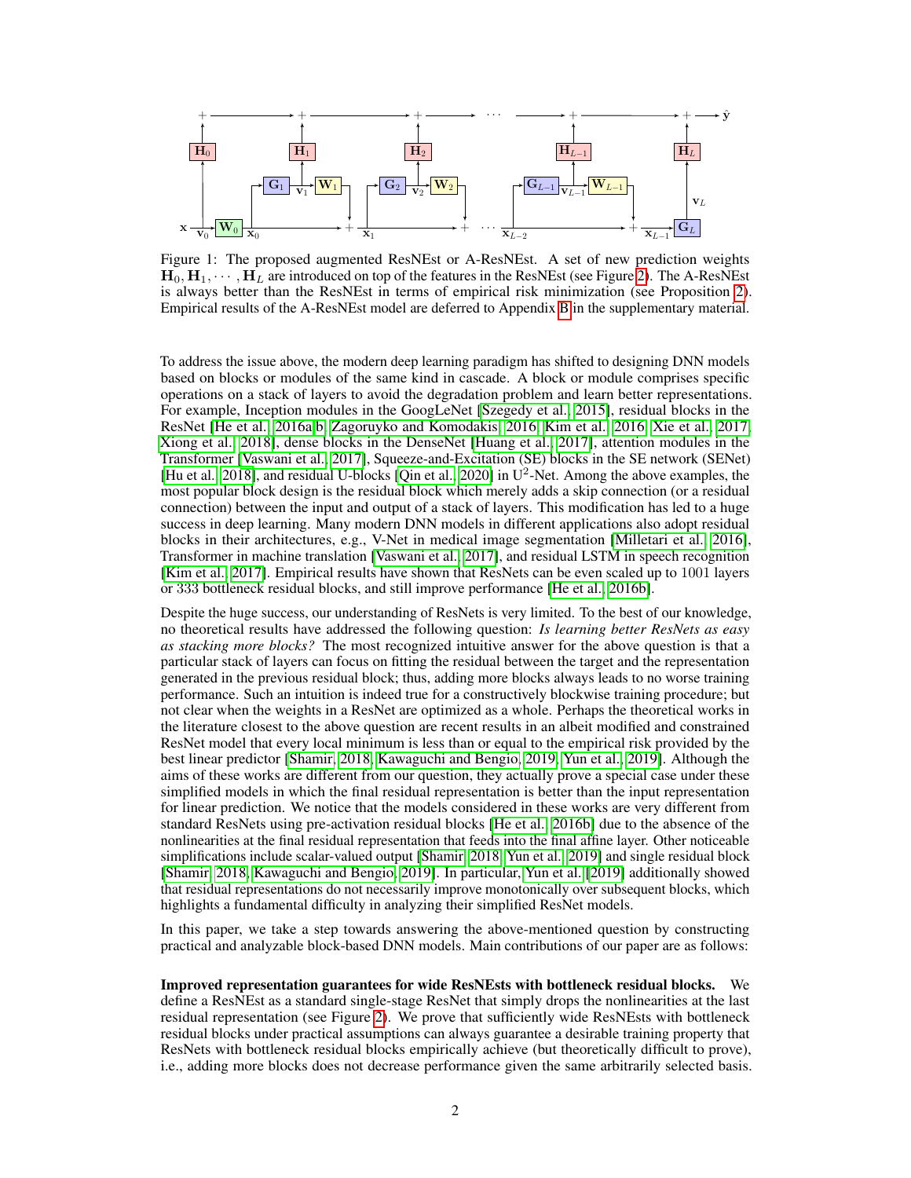Figure 1: The proposed augmented ResNEst or A-ResNEst. A set of new prediction weights $\mathbf{H}_0, \mathbf{H}_1, \cdots, \mathbf{H}_L$ are introduced on top of the features in the ResNEst (see Figure 2). The A-ResNEst is always better than the ResNEst in terms of empirical risk minimization (see Proposition 2). Empirical results of the A-ResNEst model are deferred to Appendix B in the supplementary material.

To address the issue above, the modern deep learning paradigm has shifted to designing DNN models based on blocks or modules of the same kind in cascade. A block or module comprises specific operations on a stack of layers to avoid the degradation problem and learn better representations. For example, Inception modules in the GoogLeNet [Szegedy et al., 2015], residual blocks in the ResNet [He et al., 2016a,b, Zagoruyko and Komodakis, 2016, Kim et al., 2016, Xie et al., 2017, Xiong et al., 2018], dense blocks in the DenseNet [Huang et al., 2017], attention modules in the Transformer [Vaswani et al., 2017], Squeeze-and-Excitation (SE) blocks in the SE network (SENet) [Hu et al., 2018], and residual U-blocks [Qin et al., 2020] in U$^2$-Net. Among the above examples, the most popular block design is the residual block which merely adds a skip connection (or a residual connection) between the input and output of a stack of layers. This modification has led to a huge success in deep learning. Many modern DNN models in different applications also adopt residual blocks in their architectures, e.g., V-Net in medical image segmentation [Milletari et al., 2016], Transformer in machine translation [Vaswani et al., 2017], and residual LSTM in speech recognition [Kim et al., 2017]. Empirical results have shown that ResNets can be even scaled up to 1001 layers or 333 bottleneck residual blocks, and still improve performance [He et al., 2016b].

Despite the huge success, our understanding of ResNets is very limited. To the best of our knowledge, no theoretical results have addressed the following question: *Is learning better ResNets as easy as stacking more blocks?* The most recognized intuitive answer for the above question is that a particular stack of layers can focus on fitting the residual between the target and the representation generated in the previous residual block; thus, adding more blocks always leads to no worse training performance. Such an intuition is indeed true for a constructively blockwise training procedure; but not clear when the weights in a ResNet are optimized as a whole. Perhaps the theoretical works in the literature closest to the above question are recent results in an albeit modified and constrained ResNet model that every local minimum is less than or equal to the empirical risk provided by the best linear predictor [Shamir, 2018, Kawaguchi and Bengio, 2019, Yun et al., 2019]. Although the aims of these works are different from our question, they actually prove a special case under these simplified models in which the final residual representation is better than the input representation for linear prediction. We notice that the models considered in these works are very different from standard ResNets using pre-activation residual blocks [He et al., 2016b] due to the absence of the nonlinearities at the final residual representation that feeds into the final affine layer. Other noticeable simplifications include scalar-valued output [Shamir, 2018, Yun et al., 2019] and single residual block [Shamir, 2018, Kawaguchi and Bengio, 2019]. In particular, Yun et al. [2019] additionally showed that residual representations do not necessarily improve monotonically over subsequent blocks, which highlights a fundamental difficulty in analyzing their simplified ResNet models.

In this paper, we take a step towards answering the above-mentioned question by constructing practical and analyzable block-based DNN models. Main contributions of our paper are as follows:

**Improved representation guarantees for wide ResNEsts with bottleneck residual blocks.** We define a ResNEst as a standard single-stage ResNet that simply drops the nonlinearities at the last residual representation (see Figure 2). We prove that sufficiently wide ResNEsts with bottleneck residual blocks under practical assumptions can always guarantee a desirable training property that ResNets with bottleneck residual blocks empirically achieve (but theoretically difficult to prove), i.e., adding more blocks does not decrease performance given the same arbitrarily selected basis.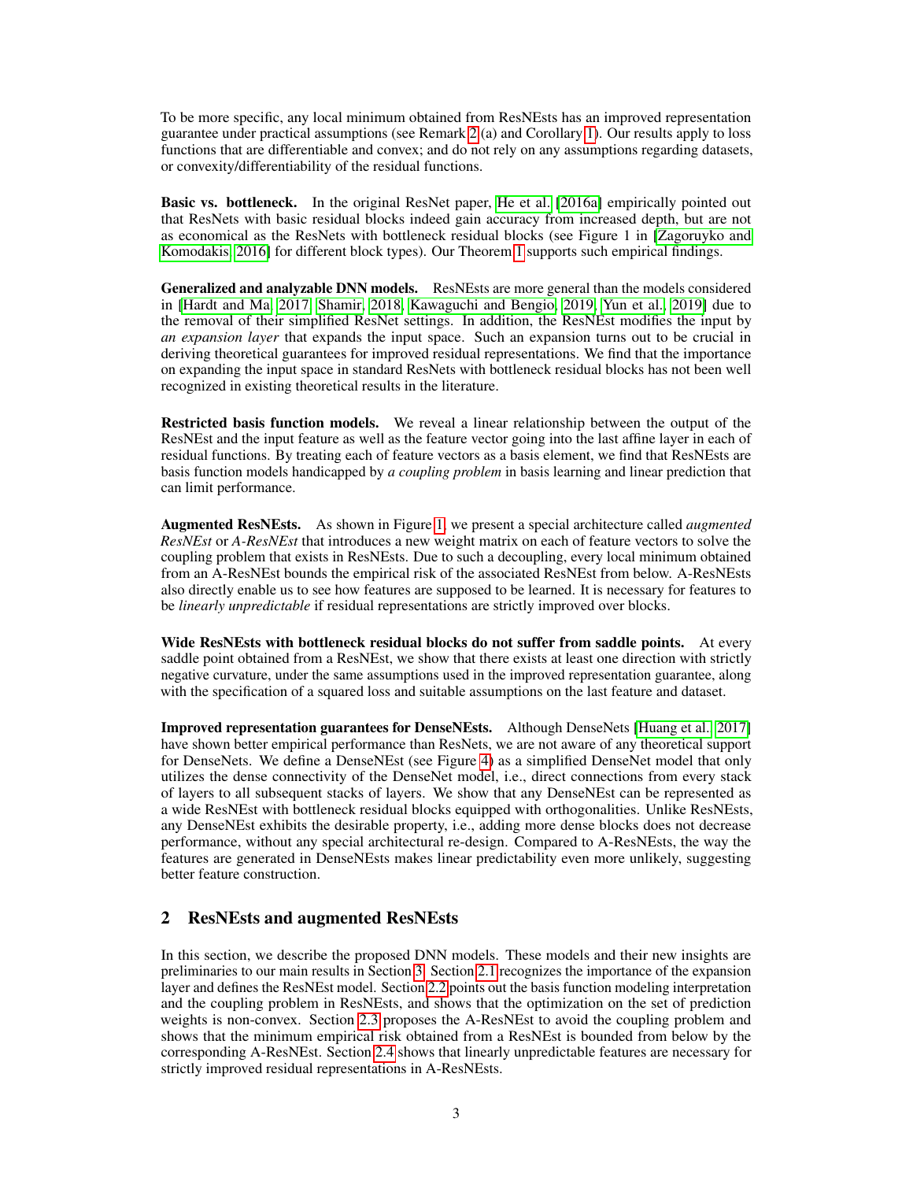To be more specific, any local minimum obtained from ResNEsts has an improved representation guarantee under practical assumptions (see Remark 2 (a) and Corollary 1). Our results apply to loss functions that are differentiable and convex; and do not rely on any assumptions regarding datasets, or convexity/differentiability of the residual functions.

**Basic vs. bottleneck.** In the original ResNet paper, He et al. [2016a] empirically pointed out that ResNets with basic residual blocks indeed gain accuracy from increased depth, but are not as economical as the ResNets with bottleneck residual blocks (see Figure 1 in [Zagoruyko and Komodakis, 2016] for different block types). Our Theorem 1 supports such empirical findings.

**Generalized and analyzable DNN models.** ResNEsts are more general than the models considered in [Hardt and Ma, 2017, Shamir, 2018, Kawaguchi and Bengio, 2019, Yun et al., 2019] due to the removal of their simplified ResNet settings. In addition, the ResNEst modifies the input by *an expansion layer* that expands the input space. Such an expansion turns out to be crucial in deriving theoretical guarantees for improved residual representations. We find that the importance on expanding the input space in standard ResNets with bottleneck residual blocks has not been well recognized in existing theoretical results in the literature.

**Restricted basis function models.** We reveal a linear relationship between the output of the ResNEst and the input feature as well as the feature vector going into the last affine layer in each of residual functions. By treating each of feature vectors as a basis element, we find that ResNEsts are basis function models handicapped by *a coupling problem* in basis learning and linear prediction that can limit performance.

**Augmented ResNEsts.** As shown in Figure 1, we present a special architecture called *augmented ResNEst* or *A-ResNEst* that introduces a new weight matrix on each of feature vectors to solve the coupling problem that exists in ResNEsts. Due to such a decoupling, every local minimum obtained from an A-ResNEst bounds the empirical risk of the associated ResNEst from below. A-ResNEsts also directly enable us to see how features are supposed to be learned. It is necessary for features to be *linearly unpredictable* if residual representations are strictly improved over blocks.

**Wide ResNEsts with bottleneck residual blocks do not suffer from saddle points.** At every saddle point obtained from a ResNEst, we show that there exists at least one direction with strictly negative curvature, under the same assumptions used in the improved representation guarantee, along with the specification of a squared loss and suitable assumptions on the last feature and dataset.

**Improved representation guarantees for DenseNEsts.** Although DenseNets [Huang et al., 2017] have shown better empirical performance than ResNets, we are not aware of any theoretical support for DenseNets. We define a DenseNEst (see Figure 4) as a simplified DenseNet model that only utilizes the dense connectivity of the DenseNet model, i.e., direct connections from every stack of layers to all subsequent stacks of layers. We show that any DenseNEst can be represented as a wide ResNEst with bottleneck residual blocks equipped with orthogonalities. Unlike ResNEsts, any DenseNEst exhibits the desirable property, i.e., adding more dense blocks does not decrease performance, without any special architectural re-design. Compared to A-ResNEsts, the way the features are generated in DenseNEsts makes linear predictability even more unlikely, suggesting better feature construction.

## 2 ResNEsts and augmented ResNEsts

In this section, we describe the proposed DNN models. These models and their new insights are preliminaries to our main results in Section 3. Section 2.1 recognizes the importance of the expansion layer and defines the ResNEst model. Section 2.2 points out the basis function modeling interpretation and the coupling problem in ResNEsts, and shows that the optimization on the set of prediction weights is non-convex. Section 2.3 proposes the A-ResNEst to avoid the coupling problem and shows that the minimum empirical risk obtained from a ResNEst is bounded from below by the corresponding A-ResNEst. Section 2.4 shows that linearly unpredictable features are necessary for strictly improved residual representations in A-ResNEsts.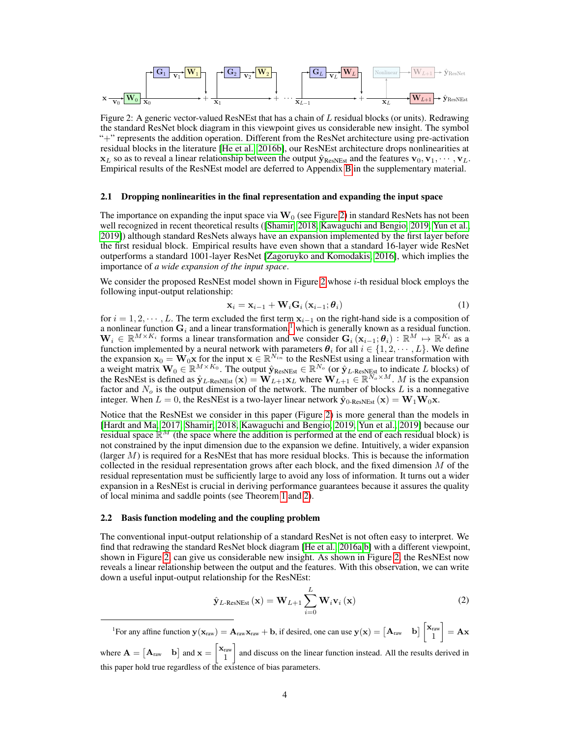Figure 2: A generic vector-valued ResNEst that has a chain of $L$ residual blocks (or units). Redrawing the standard ResNet block diagram in this viewpoint gives us considerable new insight. The symbol "+" represents the addition operation. Different from the ResNet architecture using pre-activation residual blocks in the literature [He et al., 2016b], our ResNEst architecture drops nonlinearities at $\mathbf{x}_L$ so as to reveal a linear relationship between the output $\hat{\mathbf{y}}_{\text{ResNEst}}$ and the features $\mathbf{v}_0, \mathbf{v}_1, \cdots, \mathbf{v}_L$. Empirical results of the ResNEst model are deferred to Appendix B in the supplementary material.

### 2.1 Dropping nonlinearities in the final representation and expanding the input space

The importance on expanding the input space via $\mathbf{W}_0$ (see Figure 2) in standard ResNets has not been well recognized in recent theoretical results ([Shamir, 2018, Kawaguchi and Bengio, 2019, Yun et al., 2019]) although standard ResNets always have an expansion implemented by the first layer before the first residual block. Empirical results have even shown that a standard 16-layer wide ResNet outperforms a standard 1001-layer ResNet [Zagoruyko and Komodakis, 2016], which implies the importance of *a wide expansion of the input space*.

We consider the proposed ResNEst model shown in Figure 2 whose $i$-th residual block employs the following input-output relationship:

$$\mathbf{x}_i = \mathbf{x}_{i-1} + \mathbf{W}_i \mathbf{G}_i \left( \mathbf{x}_{i-1}; \boldsymbol{\theta}_i \right) \tag{1}$$

for $i = 1, 2, \cdots, L$. The term excluded the first term $\mathbf{x}_{i-1}$ on the right-hand side is a composition of a nonlinear function $\mathbf{G}_i$ and a linear transformation,[1] which is generally known as a residual function. $\mathbf{W}_i \in \mathbb{R}^{M \times K_i}$ forms a linear transformation and we consider $\mathbf{G}_i \left( \mathbf{x}_{i-1}; \boldsymbol{\theta}_i \right) : \mathbb{R}^M \mapsto \mathbb{R}^{K_i}$ as a function implemented by a neural network with parameters $\boldsymbol{\theta}_i$ for all $i \in \{1, 2, \cdots, L\}$. We define the expansion $\mathbf{x}_0 = \mathbf{W}_0 \mathbf{x}$ for the input $\mathbf{x} \in \mathbb{R}^{N_{in}}$ to the ResNEst using a linear transformation with a weight matrix $\mathbf{W}_0 \in \mathbb{R}^{M \times K_0}$. The output $\hat{\mathbf{y}}_{\text{ResNEst}} \in \mathbb{R}^{N_o}$ (or $\hat{\mathbf{y}}_{L\text{-ResNEst}}$ to indicate $L$ blocks) of the ResNEst is defined as $\hat{\mathbf{y}}_{L\text{-ResNEst}}(\mathbf{x}) = \mathbf{W}_{L+1} \mathbf{x}_L$ where $\mathbf{W}_{L+1} \in \mathbb{R}^{N_o \times M}$. $M$ is the expansion factor and $N_o$ is the output dimension of the network. The number of blocks $L$ is a nonnegative integer. When $L = 0$, the ResNEst is a two-layer linear network $\hat{\mathbf{y}}_{0\text{-ResNEst}}(\mathbf{x}) = \mathbf{W}_1 \mathbf{W}_0 \mathbf{x}$.

Notice that the ResNEst we consider in this paper (Figure 2) is more general than the models in [Hardt and Ma, 2017, Shamir, 2018, Kawaguchi and Bengio, 2019, Yun et al., 2019] because our residual space $\mathbb{R}^M$ (the space where the addition is performed at the end of each residual block) is not constrained by the input dimension due to the expansion we define. Intuitively, a wider expansion (larger $M$) is required for a ResNEst that has more residual blocks. This is because the information collected in the residual representation grows after each block, and the fixed dimension $M$ of the residual representation must be sufficiently large to avoid any loss of information. It turns out a wider expansion in a ResNEst is crucial in deriving performance guarantees because it assures the quality of local minima and saddle points (see Theorem 1 and 2).

### 2.2 Basis function modeling and the coupling problem

The conventional input-output relationship of a standard ResNet is not often easy to interpret. We find that redrawing the standard ResNet block diagram [He et al., 2016a,b] with a different viewpoint, shown in Figure 2, can give us considerable new insight. As shown in Figure 2, the ResNEst now reveals a linear relationship between the output and the features. With this observation, we can write down a useful input-output relationship for the ResNEst:

$$\hat{\mathbf{y}}_{L\text{-ResNEst}}(\mathbf{x}) = \mathbf{W}_{L+1} \sum_{i=0}^{L} \mathbf{W}_i \mathbf{v}_i(\mathbf{x}) \tag{2}$$

[1] For any affine function $\mathbf{y}(\mathbf{x}_{\text{raw}}) = \mathbf{A}_{\text{raw}} \mathbf{x}_{\text{raw}} + \mathbf{b}$, if desired, one can use $\mathbf{y}(\mathbf{x}) = \begin{bmatrix} \mathbf{A}_{\text{raw}} & \mathbf{b} \end{bmatrix} \begin{bmatrix} \mathbf{x}_{\text{raw}} \\ 1 \end{bmatrix} = \mathbf{A}\mathbf{x}$ where $\mathbf{A} = \begin{bmatrix} \mathbf{A}_{\text{raw}} & \mathbf{b} \end{bmatrix}$ and $\mathbf{x} = \begin{bmatrix} \mathbf{x}_{\text{raw}} \\ 1 \end{bmatrix}$ and discuss on the linear function instead. All the results derived in this paper hold true regardless of the existence of bias parameters.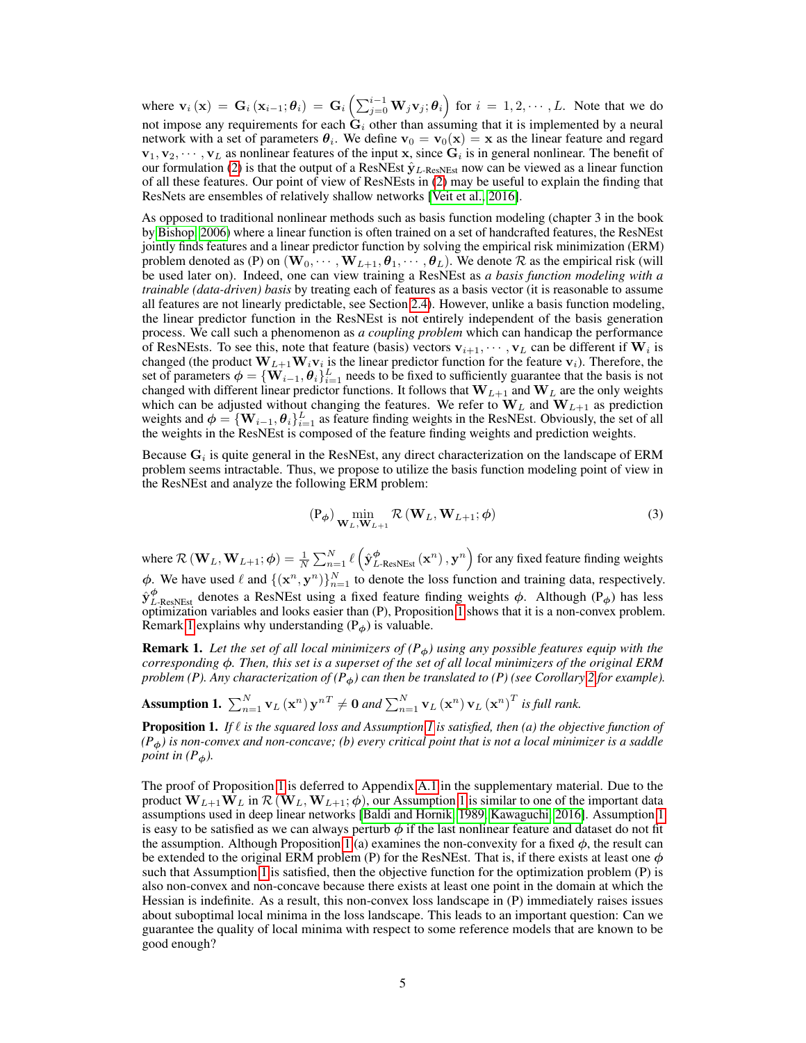where $\mathbf{v}_i(\mathbf{x}) = \mathbf{G}_i(\mathbf{x}_{i-1}; \boldsymbol{\theta}_i) = \mathbf{G}_i\left(\sum_{j=0}^{i-1} \mathbf{W}_j \mathbf{v}_j; \boldsymbol{\theta}_i\right)$ for $i = 1, 2, \cdots, L$. Note that we do not impose any requirements for each $\mathbf{G}_i$ other than assuming that it is implemented by a neural network with a set of parameters $\boldsymbol{\theta}_i$. We define $\mathbf{v}_0 = \mathbf{v}_0(\mathbf{x}) = \mathbf{x}$ as the linear feature and regard $\mathbf{v}_1, \mathbf{v}_2, \cdots, \mathbf{v}_L$ as nonlinear features of the input $\mathbf{x}$, since $\mathbf{G}_i$ is in general nonlinear. The benefit of our formulation (2) is that the output of a ResNEst $\hat{\mathbf{y}}_{L\text{-ResNEst}}$ now can be viewed as a linear function of all these features. Our point of view of ResNEsts in (2) may be useful to explain the finding that ResNets are ensembles of relatively shallow networks [Veit et al., 2016].

As opposed to traditional nonlinear methods such as basis function modeling (chapter 3 in the book by Bishop, 2006) where a linear function is often trained on a set of handcrafted features, the ResNEst jointly finds features and a linear predictor function by solving the empirical risk minimization (ERM) problem denoted as (P) on $(\mathbf{W}_0, \cdots, \mathbf{W}_{L+1}, \boldsymbol{\theta}_1, \cdots, \boldsymbol{\theta}_L)$. We denote $\mathcal{R}$ as the empirical risk (will be used later on). Indeed, one can view training a ResNEst as *a basis function modeling with a trainable (data-driven) basis* by treating each of features as a basis vector (it is reasonable to assume all features are not linearly predictable, see Section 2.4). However, unlike a basis function modeling, the linear predictor function in the ResNEst is not entirely independent of the basis generation process. We call such a phenomenon as *a coupling problem* which can handicap the performance of ResNEsts. To see this, note that feature (basis) vectors $\mathbf{v}_{i+1}, \cdots, \mathbf{v}_L$ can be different if $\mathbf{W}_i$ is changed (the product $\mathbf{W}_{L+1}\mathbf{W}_i\mathbf{v}_i$ is the linear predictor function for the feature $\mathbf{v}_i$). Therefore, the set of parameters $\boldsymbol{\phi} = \{\mathbf{W}_{i-1}, \boldsymbol{\theta}_i\}_{i=1}^L$ needs to be fixed to sufficiently guarantee that the basis is not changed with different linear predictor functions. It follows that $\mathbf{W}_{L+1}$ and $\mathbf{W}_L$ are the only weights which can be adjusted without changing the features. We refer to $\mathbf{W}_L$ and $\mathbf{W}_{L+1}$ as prediction weights and $\boldsymbol{\phi} = \{\mathbf{W}_{i-1}, \boldsymbol{\theta}_i\}_{i=1}^L$ as feature finding weights in the ResNEst. Obviously, the set of all the weights in the ResNEst is composed of the feature finding weights and prediction weights.

Because $\mathbf{G}_i$ is quite general in the ResNEst, any direct characterization on the landscape of ERM problem seems intractable. Thus, we propose to utilize the basis function modeling point of view in the ResNEst and analyze the following ERM problem:

$$(\mathrm{P}_{\boldsymbol{\phi}}) \min_{\mathbf{W}_L, \mathbf{W}_{L+1}} \mathcal{R}(\mathbf{W}_L, \mathbf{W}_{L+1}; \boldsymbol{\phi}) \tag{3}$$

where $\mathcal{R}(\mathbf{W}_L, \mathbf{W}_{L+1}; \boldsymbol{\phi}) = \frac{1}{N}\sum_{n=1}^N \ell\left(\hat{\mathbf{y}}^{\boldsymbol{\phi}}_{L\text{-ResNEst}}(\mathbf{x}^n), \mathbf{y}^n\right)$ for any fixed feature finding weights $\boldsymbol{\phi}$. We have used $\ell$ and $\{(\mathbf{x}^n, \mathbf{y}^n)\}_{n=1}^N$ to denote the loss function and training data, respectively. $\hat{\mathbf{y}}^{\boldsymbol{\phi}}_{L\text{-ResNEst}}$ denotes a ResNEst using a fixed feature finding weights $\boldsymbol{\phi}$. Although $(\mathrm{P}_{\boldsymbol{\phi}})$ has less optimization variables and looks easier than (P), Proposition 1 shows that it is a non-convex problem. Remark 1 explains why understanding $(\mathrm{P}_{\boldsymbol{\phi}})$ is valuable.

**Remark 1.** *Let the set of all local minimizers of $(\mathrm{P}_{\boldsymbol{\phi}})$ using any possible features equip with the corresponding $\boldsymbol{\phi}$. Then, this set is a superset of the set of all local minimizers of the original ERM problem (P). Any characterization of $(\mathrm{P}_{\boldsymbol{\phi}})$ can then be translated to (P) (see Corollary 2 for example).*

**Assumption 1.** $\sum_{n=1}^N \mathbf{v}_L(\mathbf{x}^n)\mathbf{y}^{nT} \neq \mathbf{0}$ *and* $\sum_{n=1}^N \mathbf{v}_L(\mathbf{x}^n)\mathbf{v}_L(\mathbf{x}^n)^T$ *is full rank.*

**Proposition 1.** *If $\ell$ is the squared loss and Assumption 1 is satisfied, then (a) the objective function of $(\mathrm{P}_{\boldsymbol{\phi}})$ is non-convex and non-concave; (b) every critical point that is not a local minimizer is a saddle point in $(\mathrm{P}_{\boldsymbol{\phi}})$.*

The proof of Proposition 1 is deferred to Appendix A.1 in the supplementary material. Due to the product $\mathbf{W}_{L+1}\mathbf{W}_L$ in $\mathcal{R}(\mathbf{W}_L, \mathbf{W}_{L+1}; \boldsymbol{\phi})$, our Assumption 1 is similar to one of the important data assumptions used in deep linear networks [Baldi and Hornik, 1989, Kawaguchi, 2016]. Assumption 1 is easy to be satisfied as we can always perturb $\boldsymbol{\phi}$ if the last nonlinear feature and dataset do not fit the assumption. Although Proposition 1 (a) examines the non-convexity for a fixed $\boldsymbol{\phi}$, the result can be extended to the original ERM problem (P) for the ResNEst. That is, if there exists at least one $\boldsymbol{\phi}$ such that Assumption 1 is satisfied, then the objective function for the optimization problem (P) is also non-convex and non-concave because there exists at least one point in the domain at which the Hessian is indefinite. As a result, this non-convex loss landscape in (P) immediately raises issues about suboptimal local minima in the loss landscape. This leads to an important question: Can we guarantee the quality of local minima with respect to some reference models that are known to be good enough?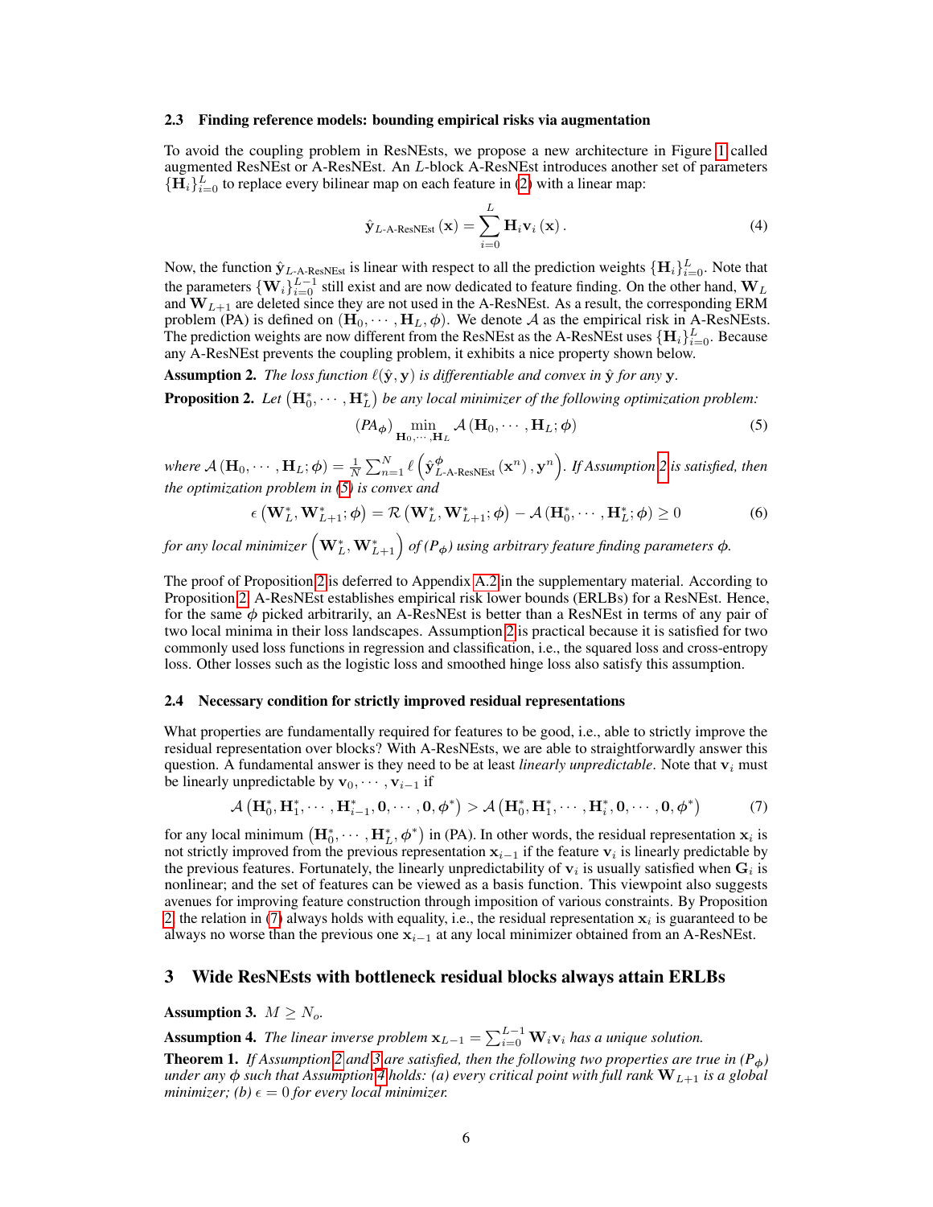### 2.3 Finding reference models: bounding empirical risks via augmentation

To avoid the coupling problem in ResNEsts, we propose a new architecture in Figure 1 called augmented ResNEst or A-ResNEst. An $L$-block A-ResNEst introduces another set of parameters $\{\mathbf{H}_i\}_{i=0}^{L}$ to replace every bilinear map on each feature in (2) with a linear map:

$$\hat{\mathbf{y}}_{L\text{-A-ResNEst}}(\mathbf{x}) = \sum_{i=0}^{L} \mathbf{H}_i \mathbf{v}_i(\mathbf{x}). \tag{4}$$

Now, the function $\hat{\mathbf{y}}_{L\text{-A-ResNEst}}$ is linear with respect to all the prediction weights $\{\mathbf{H}_i\}_{i=0}^{L}$. Note that the parameters $\{\mathbf{W}_i\}_{i=0}^{L-1}$ still exist and are now dedicated to feature finding. On the other hand, $\mathbf{W}_L$ and $\mathbf{W}_{L+1}$ are deleted since they are not used in the A-ResNEst. As a result, the corresponding ERM problem (PA) is defined on $(\mathbf{H}_0, \cdots, \mathbf{H}_L, \phi)$. We denote $\mathcal{A}$ as the empirical risk in A-ResNEsts. The prediction weights are now different from the ResNEst as the A-ResNEst uses $\{\mathbf{H}_i\}_{i=0}^{L}$. Because any A-ResNEst prevents the coupling problem, it exhibits a nice property shown below.

**Assumption 2.** *The loss function $\ell(\hat{\mathbf{y}}, \mathbf{y})$ is differentiable and convex in $\hat{\mathbf{y}}$ for any $\mathbf{y}$.*

**Proposition 2.** *Let $\left(\mathbf{H}_0^*, \cdots, \mathbf{H}_L^*\right)$ be any local minimizer of the following optimization problem:*

$$(PA_{\phi}) \min_{\mathbf{H}_0, \cdots, \mathbf{H}_L} \mathcal{A}(\mathbf{H}_0, \cdots, \mathbf{H}_L; \phi) \tag{5}$$

*where $\mathcal{A}(\mathbf{H}_0, \cdots, \mathbf{H}_L; \phi) = \frac{1}{N}\sum_{n=1}^{N} \ell\left(\hat{\mathbf{y}}_{L\text{-A-ResNEst}}^{\phi}(\mathbf{x}^n), \mathbf{y}^n\right)$. If Assumption 2 is satisfied, then the optimization problem in (5) is convex and*

$$\epsilon\left(\mathbf{W}_L^*, \mathbf{W}_{L+1}^*; \phi\right) = \mathcal{R}\left(\mathbf{W}_L^*, \mathbf{W}_{L+1}^*; \phi\right) - \mathcal{A}\left(\mathbf{H}_0^*, \cdots, \mathbf{H}_L^*; \phi\right) \geq 0 \tag{6}$$

*for any local minimizer $\left(\mathbf{W}_L^*, \mathbf{W}_{L+1}^*\right)$ of $(P_{\phi})$ using arbitrary feature finding parameters $\phi$.*

The proof of Proposition 2 is deferred to Appendix A.2 in the supplementary material. According to Proposition 2, A-ResNEst establishes empirical risk lower bounds (ERLBs) for a ResNEst. Hence, for the same $\phi$ picked arbitrarily, an A-ResNEst is better than a ResNEst in terms of any pair of two local minima in their loss landscapes. Assumption 2 is practical because it is satisfied for two commonly used loss functions in regression and classification, i.e., the squared loss and cross-entropy loss. Other losses such as the logistic loss and smoothed hinge loss also satisfy this assumption.

### 2.4 Necessary condition for strictly improved residual representations

What properties are fundamentally required for features to be good, i.e., able to strictly improve the residual representation over blocks? With A-ResNEsts, we are able to straightforwardly answer this question. A fundamental answer is they need to be at least *linearly unpredictable*. Note that $\mathbf{v}_i$ must be linearly unpredictable by $\mathbf{v}_0, \cdots, \mathbf{v}_{i-1}$ if

$$\mathcal{A}\left(\mathbf{H}_0^*, \mathbf{H}_1^*, \cdots, \mathbf{H}_{i-1}^*, \mathbf{0}, \cdots, \mathbf{0}, \phi^*\right) > \mathcal{A}\left(\mathbf{H}_0^*, \mathbf{H}_1^*, \cdots, \mathbf{H}_i^*, \mathbf{0}, \cdots, \mathbf{0}, \phi^*\right) \tag{7}$$

for any local minimum $\left(\mathbf{H}_0^*, \cdots, \mathbf{H}_L^*, \phi^*\right)$ in (PA). In other words, the residual representation $\mathbf{x}_i$ is not strictly improved from the previous representation $\mathbf{x}_{i-1}$ if the feature $\mathbf{v}_i$ is linearly predictable by the previous features. Fortunately, the linearly unpredictability of $\mathbf{v}_i$ is usually satisfied when $\mathbf{G}_i$ is nonlinear; and the set of features can be viewed as a basis function. This viewpoint also suggests avenues for improving feature construction through imposition of various constraints. By Proposition 2, the relation in (7) always holds with equality, i.e., the residual representation $\mathbf{x}_i$ is guaranteed to be always no worse than the previous one $\mathbf{x}_{i-1}$ at any local minimizer obtained from an A-ResNEst.

## 3 Wide ResNEsts with bottleneck residual blocks always attain ERLBs

**Assumption 3.** $M \geq N_o$.

**Assumption 4.** *The linear inverse problem $\mathbf{x}_{L-1} = \sum_{i=0}^{L-1} \mathbf{W}_i \mathbf{v}_i$ has a unique solution.*

**Theorem 1.** *If Assumption 2 and 3 are satisfied, then the following two properties are true in $(P_{\phi})$ under any $\phi$ such that Assumption 4 holds: (a) every critical point with full rank $\mathbf{W}_{L+1}$ is a global minimizer; (b) $\epsilon = 0$ for every local minimizer.*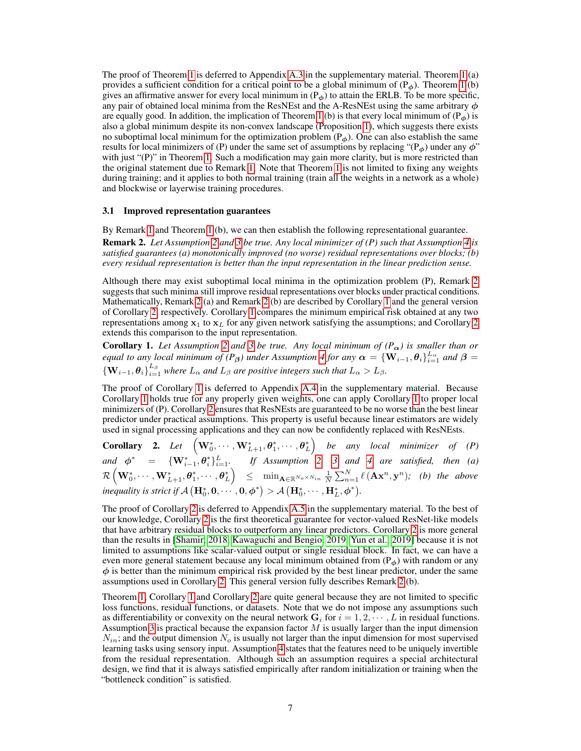The proof of Theorem 1 is deferred to Appendix A.3 in the supplementary material. Theorem 1 (a) provides a sufficient condition for a critical point to be a global minimum of ($P_\phi$). Theorem 1 (b) gives an affirmative answer for every local minimum in ($P_\phi$) to attain the ERLB. To be more specific, any pair of obtained local minima from the ResNEst and the A-ResNEst using the same arbitrary $\phi$ are equally good. In addition, the implication of Theorem 1 (b) is that every local minimum of ($P_\phi$) is also a global minimum despite its non-convex landscape (Proposition 1), which suggests there exists no suboptimal local minimum for the optimization problem ($P_\phi$). One can also establish the same results for local minimizers of (P) under the same set of assumptions by replacing "($P_\phi$) under any $\phi$" with just "(P)" in Theorem 1. Such a modification may gain more clarity, but is more restricted than the original statement due to Remark 1. Note that Theorem 1 is not limited to fixing any weights during training; and it applies to both normal training (train all the weights in a network as a whole) and blockwise or layerwise training procedures.

### 3.1 Improved representation guarantees

By Remark 1 and Theorem 1 (b), we can then establish the following representational guarantee.

**Remark 2.** *Let Assumption 2 and 3 be true. Any local minimizer of (P) such that Assumption 4 is satisfied guarantees (a) monotonically improved (no worse) residual representations over blocks; (b) every residual representation is better than the input representation in the linear prediction sense.*

Although there may exist suboptimal local minima in the optimization problem (P), Remark 2 suggests that such minima still improve residual representations over blocks under practical conditions. Mathematically, Remark 2 (a) and Remark 2 (b) are described by Corollary 1 and the general version of Corollary 2, respectively. Corollary 1 compares the minimum empirical risk obtained at any two representations among $\mathbf{x}_1$ to $\mathbf{x}_L$ for any given network satisfying the assumptions; and Corollary 2 extends this comparison to the input representation.

**Corollary 1.** *Let Assumption 2 and 3 be true. Any local minimum of ($P_{\boldsymbol{\alpha}}$) is smaller than or equal to any local minimum of ($P_{\boldsymbol{\beta}}$) under Assumption 4 for any $\boldsymbol{\alpha} = \{\mathbf{W}_{i-1}, \boldsymbol{\theta}_i\}_{i=1}^{L_\alpha}$ and $\boldsymbol{\beta} = \{\mathbf{W}_{i-1}, \boldsymbol{\theta}_i\}_{i=1}^{L_\beta}$ where $L_\alpha$ and $L_\beta$ are positive integers such that $L_\alpha > L_\beta$.*

The proof of Corollary 1 is deferred to Appendix A.4 in the supplementary material. Because Corollary 1 holds true for any properly given weights, one can apply Corollary 1 to proper local minimizers of (P). Corollary 2 ensures that ResNEsts are guaranteed to be no worse than the best linear predictor under practical assumptions. This property is useful because linear estimators are widely used in signal processing applications and they can now be confidently replaced with ResNEsts.

**Corollary 2.** *Let $\left(\mathbf{W}_0^*, \cdots, \mathbf{W}_{L+1}^*, \boldsymbol{\theta}_1^*, \cdots, \boldsymbol{\theta}_L^*\right)$ be any local minimizer of (P) and $\phi^* = \{\mathbf{W}_{i-1}^*, \boldsymbol{\theta}_i^*\}_{i=1}^{L}$. If Assumption 2, 3 and 4 are satisfied, then (a) $\mathcal{R}\left(\mathbf{W}_0^*, \cdots, \mathbf{W}_{L+1}^*, \boldsymbol{\theta}_1^*, \cdots, \boldsymbol{\theta}_L^*\right) \leq \min_{\mathbf{A} \in \mathbb{R}^{N_o \times N_{in}}} \frac{1}{N} \sum_{n=1}^{N} \ell\left(\mathbf{A}\mathbf{x}^n, \mathbf{y}^n\right)$; (b) the above inequality is strict if $\mathcal{A}\left(\mathbf{H}_0^*, \mathbf{0}, \cdots, \mathbf{0}, \phi^*\right) > \mathcal{A}\left(\mathbf{H}_0^*, \cdots, \mathbf{H}_L^*, \phi^*\right)$.*

The proof of Corollary 2 is deferred to Appendix A.5 in the supplementary material. To the best of our knowledge, Corollary 2 is the first theoretical guarantee for vector-valued ResNet-like models that have arbitrary residual blocks to outperform any linear predictors. Corollary 2 is more general than the results in [Shamir, 2018, Kawaguchi and Bengio, 2019, Yun et al., 2019] because it is not limited to assumptions like scalar-valued output or single residual block. In fact, we can have a even more general statement because any local minimum obtained from ($P_\phi$) with random or any $\phi$ is better than the minimum empirical risk provided by the best linear predictor, under the same assumptions used in Corollary 2. This general version fully describes Remark 2 (b).

Theorem 1, Corollary 1 and Corollary 2 are quite general because they are not limited to specific loss functions, residual functions, or datasets. Note that we do not impose any assumptions such as differentiability or convexity on the neural network $\mathbf{G}_i$ for $i = 1, 2, \cdots, L$ in residual functions. Assumption 3 is practical because the expansion factor $M$ is usually larger than the input dimension $N_{in}$; and the output dimension $N_o$ is usually not larger than the input dimension for most supervised learning tasks using sensory input. Assumption 4 states that the features need to be uniquely invertible from the residual representation. Although such an assumption requires a special architectural design, we find that it is always satisfied empirically after random initialization or training when the "bottleneck condition" is satisfied.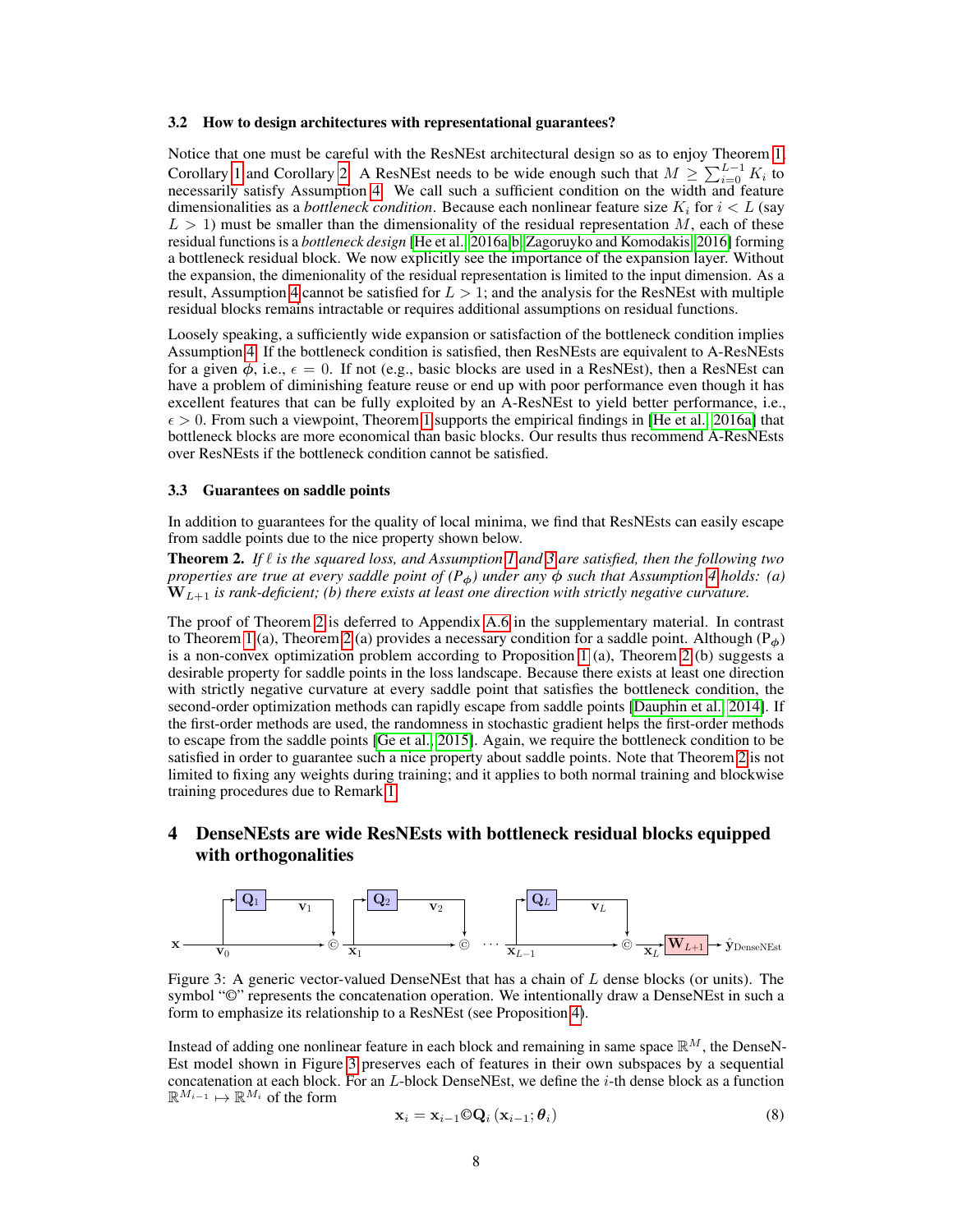### 3.2 How to design architectures with representational guarantees?

Notice that one must be careful with the ResNEst architectural design so as to enjoy Theorem 1, Corollary 1 and Corollary 2. A ResNEst needs to be wide enough such that $M \geq \sum_{i=0}^{L-1} K_i$ to necessarily satisfy Assumption 4. We call such a sufficient condition on the width and feature dimensionalities as a *bottleneck condition*. Because each nonlinear feature size $K_i$ for $i < L$ (say $L > 1$) must be smaller than the dimensionality of the residual representation $M$, each of these residual functions is a *bottleneck design* [He et al., 2016a,b, Zagoruyko and Komodakis, 2016] forming a bottleneck residual block. We now explicitly see the importance of the expansion layer. Without the expansion, the dimenionality of the residual representation is limited to the input dimension. As a result, Assumption 4 cannot be satisfied for $L > 1$; and the analysis for the ResNEst with multiple residual blocks remains intractable or requires additional assumptions on residual functions.

Loosely speaking, a sufficiently wide expansion or satisfaction of the bottleneck condition implies Assumption 4. If the bottleneck condition is satisfied, then ResNEsts are equivalent to A-ResNEsts for a given $\boldsymbol{\phi}$, i.e., $\epsilon = 0$. If not (e.g., basic blocks are used in a ResNEst), then a ResNEst can have a problem of diminishing feature reuse or end up with poor performance even though it has excellent features that can be fully exploited by an A-ResNEst to yield better performance, i.e., $\epsilon > 0$. From such a viewpoint, Theorem 1 supports the empirical findings in [He et al., 2016a] that bottleneck blocks are more economical than basic blocks. Our results thus recommend A-ResNEsts over ResNEsts if the bottleneck condition cannot be satisfied.

### 3.3 Guarantees on saddle points

In addition to guarantees for the quality of local minima, we find that ResNEsts can easily escape from saddle points due to the nice property shown below.

**Theorem 2.** *If $\ell$ is the squared loss, and Assumption 1 and 3 are satisfied, then the following two properties are true at every saddle point of ($\text{P}_{\boldsymbol{\phi}}$) under any $\boldsymbol{\phi}$ such that Assumption 4 holds: (a) $\mathbf{W}_{L+1}$ is rank-deficient; (b) there exists at least one direction with strictly negative curvature.*

The proof of Theorem 2 is deferred to Appendix A.6 in the supplementary material. In contrast to Theorem 1(a), Theorem 2(a) provides a necessary condition for a saddle point. Although ($\text{P}_{\boldsymbol{\phi}}$) is a non-convex optimization problem according to Proposition 1(a), Theorem 2(b) suggests a desirable property for saddle points in the loss landscape. Because there exists at least one direction with strictly negative curvature at every saddle point that satisfies the bottleneck condition, the second-order optimization methods can rapidly escape from saddle points [Dauphin et al., 2014]. If the first-order methods are used, the randomness in stochastic gradient helps the first-order methods to escape from the saddle points [Ge et al., 2015]. Again, we require the bottleneck condition to be satisfied in order to guarantee such a nice property about saddle points. Note that Theorem 2 is not limited to fixing any weights during training; and it applies to both normal training and blockwise training procedures due to Remark 1.

## 4 DenseNEsts are wide ResNEsts with bottleneck residual blocks equipped with orthogonalities

Figure 3: A generic vector-valued DenseNEst that has a chain of $L$ dense blocks (or units). The symbol "©" represents the concatenation operation. We intentionally draw a DenseNEst in such a form to emphasize its relationship to a ResNEst (see Proposition 4).

Instead of adding one nonlinear feature in each block and remaining in same space $\mathbb{R}^M$, the DenseNEst model shown in Figure 3 preserves each of features in their own subspaces by a sequential concatenation at each block. For an $L$-block DenseNEst, we define the $i$-th dense block as a function $\mathbb{R}^{M_{i-1}} \mapsto \mathbb{R}^{M_i}$ of the form

$$\mathbf{x}_i = \mathbf{x}_{i-1} \copyright \mathbf{Q}_i\left(\mathbf{x}_{i-1}; \boldsymbol{\theta}_i\right) \tag{8}$$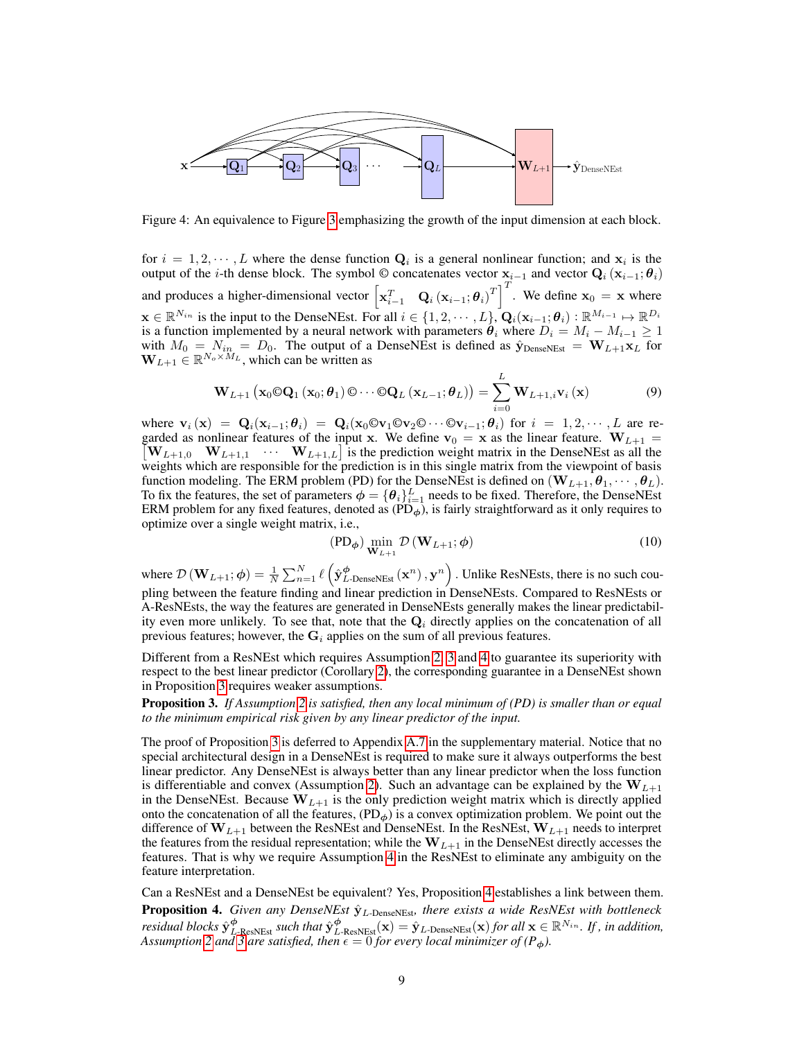Figure 4: An equivalence to Figure 3 emphasizing the growth of the input dimension at each block.

for $i = 1, 2, \cdots, L$ where the dense function $\mathbf{Q}_i$ is a general nonlinear function; and $\mathbf{x}_i$ is the output of the $i$-th dense block. The symbol © concatenates vector $\mathbf{x}_{i-1}$ and vector $\mathbf{Q}_i(\mathbf{x}_{i-1}; \boldsymbol{\theta}_i)$ and produces a higher-dimensional vector $\begin{bmatrix} \mathbf{x}_{i-1}^T & \mathbf{Q}_i(\mathbf{x}_{i-1}; \boldsymbol{\theta}_i)^T \end{bmatrix}^T$. We define $\mathbf{x}_0 = \mathbf{x}$ where $\mathbf{x} \in \mathbb{R}^{N_{in}}$ is the input to the DenseNEst. For all $i \in \{1, 2, \cdots, L\}$, $\mathbf{Q}_i(\mathbf{x}_{i-1}; \boldsymbol{\theta}_i) : \mathbb{R}^{M_{i-1}} \mapsto \mathbb{R}^{D_i}$ is a function implemented by a neural network with parameters $\boldsymbol{\theta}_i$ where $D_i = M_i - M_{i-1} \geq 1$ with $M_0 = N_{in} = D_0$. The output of a DenseNEst is defined as $\hat{\mathbf{y}}_{\text{DenseNEst}} = \mathbf{W}_{L+1}\mathbf{x}_L$ for $\mathbf{W}_{L+1} \in \mathbb{R}^{N_o \times M_L}$, which can be written as

$$\mathbf{W}_{L+1}\left(\mathbf{x}_0 © \mathbf{Q}_1(\mathbf{x}_0; \boldsymbol{\theta}_1) © \cdots © \mathbf{Q}_L(\mathbf{x}_{L-1}; \boldsymbol{\theta}_L)\right) = \sum_{i=0}^{L} \mathbf{W}_{L+1,i}\mathbf{v}_i(\mathbf{x}) \tag{9}$$

where $\mathbf{v}_i(\mathbf{x}) = \mathbf{Q}_i(\mathbf{x}_{i-1}; \boldsymbol{\theta}_i) = \mathbf{Q}_i(\mathbf{x}_0 © \mathbf{v}_1 © \mathbf{v}_2 © \cdots © \mathbf{v}_{i-1}; \boldsymbol{\theta}_i)$ for $i = 1, 2, \cdots, L$ are regarded as nonlinear features of the input $\mathbf{x}$. We define $\mathbf{v}_0 = \mathbf{x}$ as the linear feature. $\mathbf{W}_{L+1} = \begin{bmatrix} \mathbf{W}_{L+1,0} & \mathbf{W}_{L+1,1} & \cdots & \mathbf{W}_{L+1,L} \end{bmatrix}$ is the prediction weight matrix in the DenseNEst as all the weights which are responsible for the prediction is in this single matrix from the viewpoint of basis function modeling. The ERM problem (PD) for the DenseNEst is defined on $(\mathbf{W}_{L+1}, \boldsymbol{\theta}_1, \cdots, \boldsymbol{\theta}_L)$. To fix the features, the set of parameters $\boldsymbol{\phi} = \{\boldsymbol{\theta}_i\}_{i=1}^{L}$ needs to be fixed. Therefore, the DenseNEst ERM problem for any fixed features, denoted as ($\text{PD}_{\boldsymbol{\phi}}$), is fairly straightforward as it only requires to optimize over a single weight matrix, i.e.,

$$(\text{PD}_{\boldsymbol{\phi}}) \min_{\mathbf{W}_{L+1}} \mathcal{D}(\mathbf{W}_{L+1}; \boldsymbol{\phi}) \tag{10}$$

where $\mathcal{D}(\mathbf{W}_{L+1}; \boldsymbol{\phi}) = \frac{1}{N}\sum_{n=1}^{N} \ell\left(\hat{\mathbf{y}}_{L\text{-DenseNEst}}^{\boldsymbol{\phi}}(\mathbf{x}^n), \mathbf{y}^n\right)$. Unlike ResNEsts, there is no such coupling between the feature finding and linear prediction in DenseNEsts. Compared to ResNEsts or A-ResNEsts, the way the features are generated in DenseNEsts generally makes the linear predictability even more unlikely. To see that, note that the $\mathbf{Q}_i$ directly applies on the concatenation of all previous features; however, the $\mathbf{G}_i$ applies on the sum of all previous features.

Different from a ResNEst which requires Assumption 2, 3 and 4 to guarantee its superiority with respect to the best linear predictor (Corollary 2), the corresponding guarantee in a DenseNEst shown in Proposition 3 requires weaker assumptions.

**Proposition 3.** *If Assumption 2 is satisfied, then any local minimum of (PD) is smaller than or equal to the minimum empirical risk given by any linear predictor of the input.*

The proof of Proposition 3 is deferred to Appendix A.7 in the supplementary material. Notice that no special architectural design in a DenseNEst is required to make sure it always outperforms the best linear predictor. Any DenseNEst is always better than any linear predictor when the loss function is differentiable and convex (Assumption 2). Such an advantage can be explained by the $\mathbf{W}_{L+1}$ in the DenseNEst. Because $\mathbf{W}_{L+1}$ is the only prediction weight matrix which is directly applied onto the concatenation of all the features, ($\text{PD}_{\boldsymbol{\phi}}$) is a convex optimization problem. We point out the difference of $\mathbf{W}_{L+1}$ between the ResNEst and DenseNEst. In the ResNEst, $\mathbf{W}_{L+1}$ needs to interpret the features from the residual representation; while the $\mathbf{W}_{L+1}$ in the DenseNEst directly accesses the features. That is why we require Assumption 4 in the ResNEst to eliminate any ambiguity on the feature interpretation.

Can a ResNEst and a DenseNEst be equivalent? Yes, Proposition 4 establishes a link between them.

**Proposition 4.** *Given any DenseNEst $\hat{\mathbf{y}}_{L\text{-DenseNEst}}$, there exists a wide ResNEst with bottleneck residual blocks $\hat{\mathbf{y}}_{L\text{-ResNEst}}^{\boldsymbol{\phi}}$ such that $\hat{\mathbf{y}}_{L\text{-ResNEst}}^{\boldsymbol{\phi}}(\mathbf{x}) = \hat{\mathbf{y}}_{L\text{-DenseNEst}}(\mathbf{x})$ for all $\mathbf{x} \in \mathbb{R}^{N_{in}}$. If, in addition, Assumption 2 and 3 are satisfied, then $\epsilon = 0$ for every local minimizer of ($P_{\boldsymbol{\phi}}$).*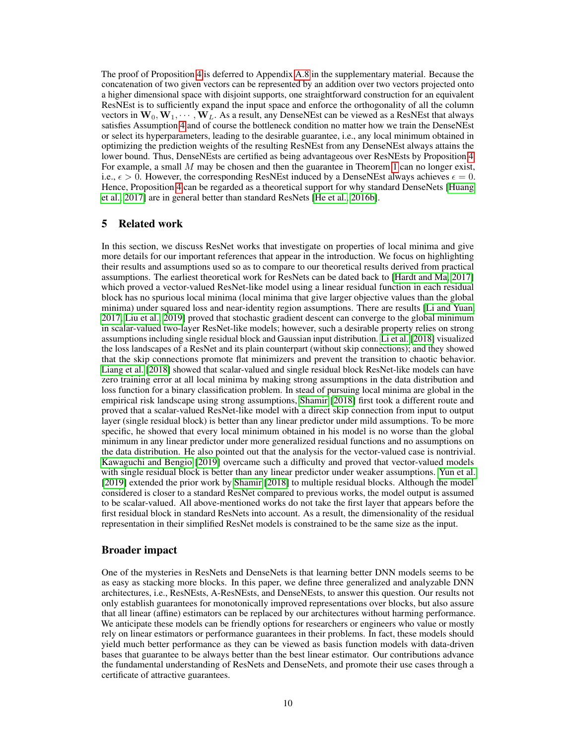The proof of Proposition 4 is deferred to Appendix A.8 in the supplementary material. Because the concatenation of two given vectors can be represented by an addition over two vectors projected onto a higher dimensional space with disjoint supports, one straightforward construction for an equivalent ResNEst is to sufficiently expand the input space and enforce the orthogonality of all the column vectors in $\mathbf{W}_0, \mathbf{W}_1, \cdots, \mathbf{W}_L$. As a result, any DenseNEst can be viewed as a ResNEst that always satisfies Assumption 4 and of course the bottleneck condition no matter how we train the DenseNEst or select its hyperparameters, leading to the desirable guarantee, i.e., any local minimum obtained in optimizing the prediction weights of the resulting ResNEst from any DenseNEst always attains the lower bound. Thus, DenseNEsts are certified as being advantageous over ResNEsts by Proposition 4. For example, a small $M$ may be chosen and then the guarantee in Theorem 1 can no longer exist, i.e., $\epsilon > 0$. However, the corresponding ResNEst induced by a DenseNEst always achieves $\epsilon = 0$. Hence, Proposition 4 can be regarded as a theoretical support for why standard DenseNets [Huang et al., 2017] are in general better than standard ResNets [He et al., 2016b].

## 5 Related work

In this section, we discuss ResNet works that investigate on properties of local minima and give more details for our important references that appear in the introduction. We focus on highlighting their results and assumptions used so as to compare to our theoretical results derived from practical assumptions. The earliest theoretical work for ResNets can be dated back to [Hardt and Ma, 2017] which proved a vector-valued ResNet-like model using a linear residual function in each residual block has no spurious local minima (local minima that give larger objective values than the global minima) under squared loss and near-identity region assumptions. There are results [Li and Yuan, 2017, Liu et al., 2019] proved that stochastic gradient descent can converge to the global minimum in scalar-valued two-layer ResNet-like models; however, such a desirable property relies on strong assumptions including single residual block and Gaussian input distribution. Li et al. [2018] visualized the loss landscapes of a ResNet and its plain counterpart (without skip connections); and they showed that the skip connections promote flat minimizers and prevent the transition to chaotic behavior. Liang et al. [2018] showed that scalar-valued and single residual block ResNet-like models can have zero training error at all local minima by making strong assumptions in the data distribution and loss function for a binary classification problem. In stead of pursuing local minima are global in the empirical risk landscape using strong assumptions, Shamir [2018] first took a different route and proved that a scalar-valued ResNet-like model with a direct skip connection from input to output layer (single residual block) is better than any linear predictor under mild assumptions. To be more specific, he showed that every local minimum obtained in his model is no worse than the global minimum in any linear predictor under more generalized residual functions and no assumptions on the data distribution. He also pointed out that the analysis for the vector-valued case is nontrivial. Kawaguchi and Bengio [2019] overcame such a difficulty and proved that vector-valued models with single residual block is better than any linear predictor under weaker assumptions. Yun et al. [2019] extended the prior work by Shamir [2018] to multiple residual blocks. Although the model considered is closer to a standard ResNet compared to previous works, the model output is assumed to be scalar-valued. All above-mentioned works do not take the first layer that appears before the first residual block in standard ResNets into account. As a result, the dimensionality of the residual representation in their simplified ResNet models is constrained to be the same size as the input.

## Broader impact

One of the mysteries in ResNets and DenseNets is that learning better DNN models seems to be as easy as stacking more blocks. In this paper, we define three generalized and analyzable DNN architectures, i.e., ResNEsts, A-ResNEsts, and DenseNEsts, to answer this question. Our results not only establish guarantees for monotonically improved representations over blocks, but also assure that all linear (affine) estimators can be replaced by our architectures without harming performance. We anticipate these models can be friendly options for researchers or engineers who value or mostly rely on linear estimators or performance guarantees in their problems. In fact, these models should yield much better performance as they can be viewed as basis function models with data-driven bases that guarantee to be always better than the best linear estimator. Our contributions advance the fundamental understanding of ResNets and DenseNets, and promote their use cases through a certificate of attractive guarantees.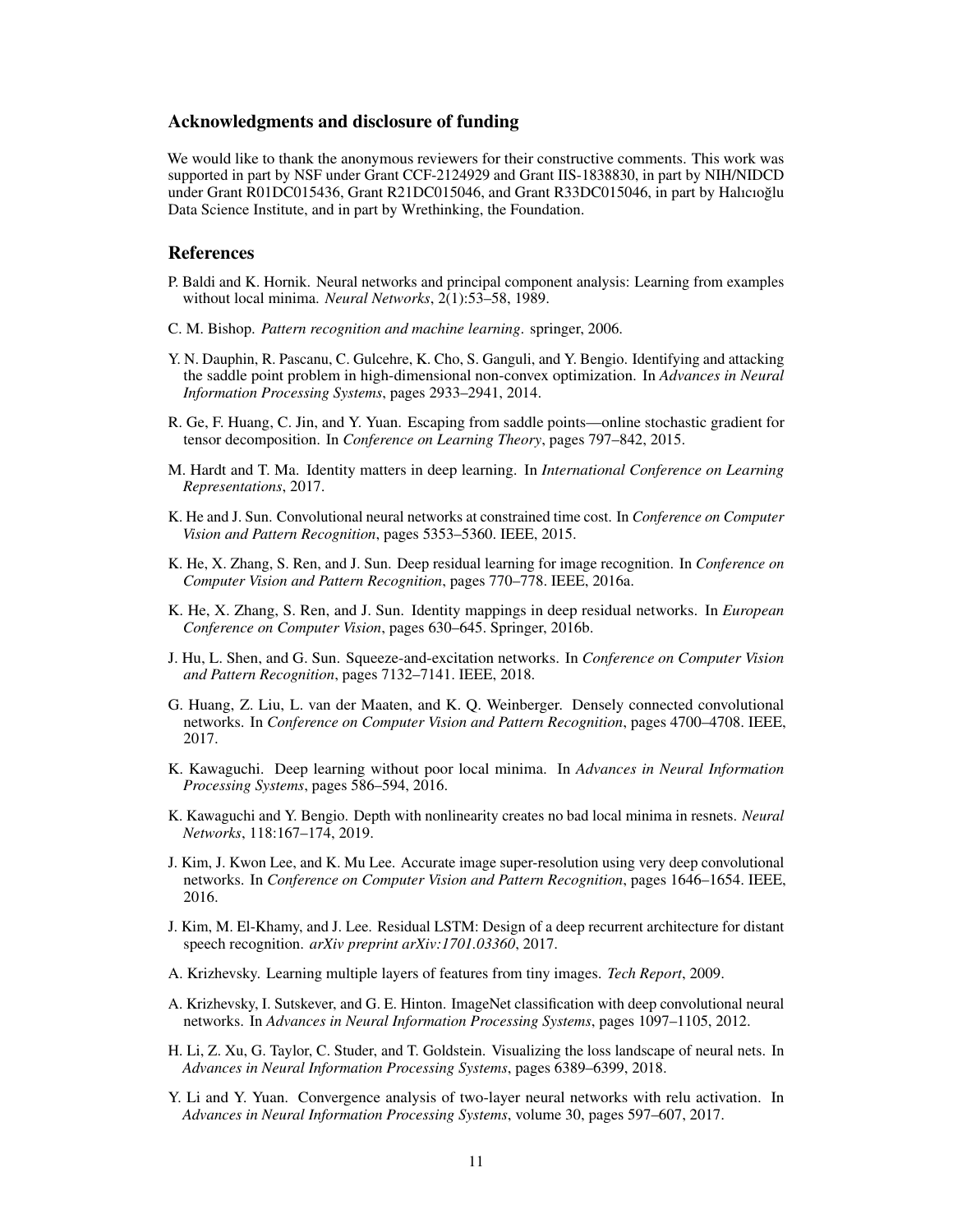## Acknowledgments and disclosure of funding

We would like to thank the anonymous reviewers for their constructive comments. This work was supported in part by NSF under Grant CCF-2124929 and Grant IIS-1838830, in part by NIH/NIDCD under Grant R01DC015436, Grant R21DC015046, and Grant R33DC015046, in part by Halıcıoğlu Data Science Institute, and in part by Wrethinking, the Foundation.

## References

P. Baldi and K. Hornik. Neural networks and principal component analysis: Learning from examples without local minima. *Neural Networks*, 2(1):53–58, 1989.

C. M. Bishop. *Pattern recognition and machine learning*. springer, 2006.

Y. N. Dauphin, R. Pascanu, C. Gulcehre, K. Cho, S. Ganguli, and Y. Bengio. Identifying and attacking the saddle point problem in high-dimensional non-convex optimization. In *Advances in Neural Information Processing Systems*, pages 2933–2941, 2014.

R. Ge, F. Huang, C. Jin, and Y. Yuan. Escaping from saddle points—online stochastic gradient for tensor decomposition. In *Conference on Learning Theory*, pages 797–842, 2015.

M. Hardt and T. Ma. Identity matters in deep learning. In *International Conference on Learning Representations*, 2017.

K. He and J. Sun. Convolutional neural networks at constrained time cost. In *Conference on Computer Vision and Pattern Recognition*, pages 5353–5360. IEEE, 2015.

K. He, X. Zhang, S. Ren, and J. Sun. Deep residual learning for image recognition. In *Conference on Computer Vision and Pattern Recognition*, pages 770–778. IEEE, 2016a.

K. He, X. Zhang, S. Ren, and J. Sun. Identity mappings in deep residual networks. In *European Conference on Computer Vision*, pages 630–645. Springer, 2016b.

J. Hu, L. Shen, and G. Sun. Squeeze-and-excitation networks. In *Conference on Computer Vision and Pattern Recognition*, pages 7132–7141. IEEE, 2018.

G. Huang, Z. Liu, L. van der Maaten, and K. Q. Weinberger. Densely connected convolutional networks. In *Conference on Computer Vision and Pattern Recognition*, pages 4700–4708. IEEE, 2017.

K. Kawaguchi. Deep learning without poor local minima. In *Advances in Neural Information Processing Systems*, pages 586–594, 2016.

K. Kawaguchi and Y. Bengio. Depth with nonlinearity creates no bad local minima in resnets. *Neural Networks*, 118:167–174, 2019.

J. Kim, J. Kwon Lee, and K. Mu Lee. Accurate image super-resolution using very deep convolutional networks. In *Conference on Computer Vision and Pattern Recognition*, pages 1646–1654. IEEE, 2016.

J. Kim, M. El-Khamy, and J. Lee. Residual LSTM: Design of a deep recurrent architecture for distant speech recognition. *arXiv preprint arXiv:1701.03360*, 2017.

A. Krizhevsky. Learning multiple layers of features from tiny images. *Tech Report*, 2009.

A. Krizhevsky, I. Sutskever, and G. E. Hinton. ImageNet classification with deep convolutional neural networks. In *Advances in Neural Information Processing Systems*, pages 1097–1105, 2012.

H. Li, Z. Xu, G. Taylor, C. Studer, and T. Goldstein. Visualizing the loss landscape of neural nets. In *Advances in Neural Information Processing Systems*, pages 6389–6399, 2018.

Y. Li and Y. Yuan. Convergence analysis of two-layer neural networks with relu activation. In *Advances in Neural Information Processing Systems*, volume 30, pages 597–607, 2017.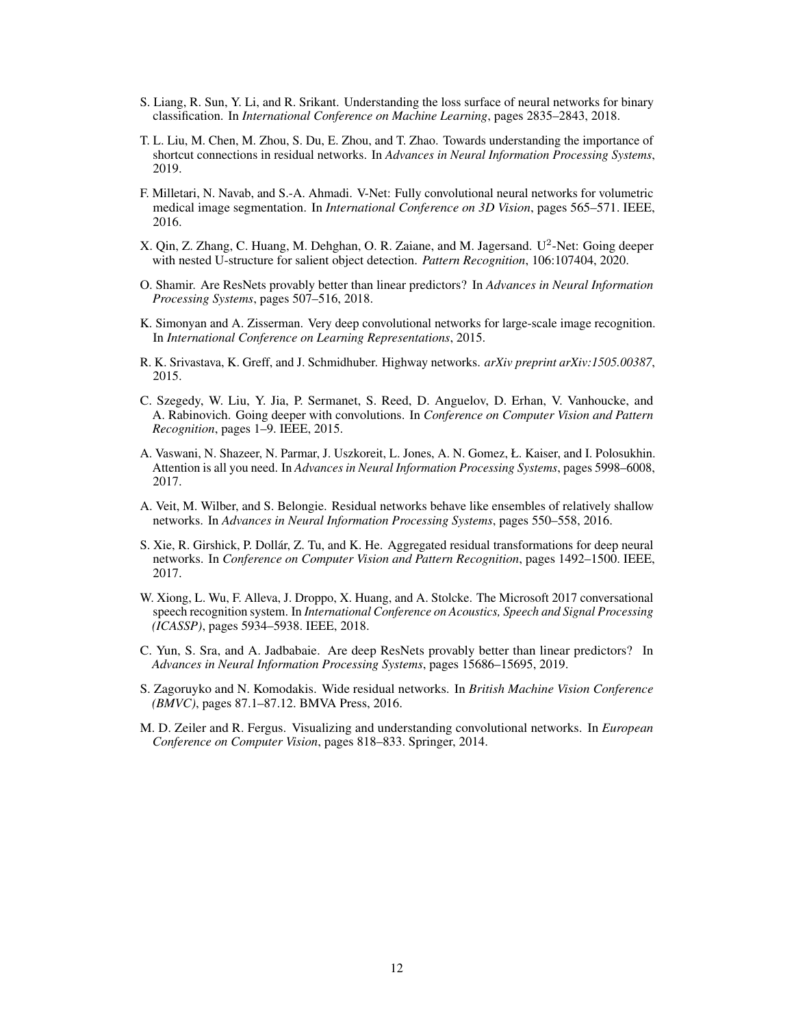S. Liang, R. Sun, Y. Li, and R. Srikant. Understanding the loss surface of neural networks for binary classification. In *International Conference on Machine Learning*, pages 2835–2843, 2018.

T. L. Liu, M. Chen, M. Zhou, S. Du, E. Zhou, and T. Zhao. Towards understanding the importance of shortcut connections in residual networks. In *Advances in Neural Information Processing Systems*, 2019.

F. Milletari, N. Navab, and S.-A. Ahmadi. V-Net: Fully convolutional neural networks for volumetric medical image segmentation. In *International Conference on 3D Vision*, pages 565–571. IEEE, 2016.

X. Qin, Z. Zhang, C. Huang, M. Dehghan, O. R. Zaiane, and M. Jagersand. $U^2$-Net: Going deeper with nested U-structure for salient object detection. *Pattern Recognition*, 106:107404, 2020.

O. Shamir. Are ResNets provably better than linear predictors? In *Advances in Neural Information Processing Systems*, pages 507–516, 2018.

K. Simonyan and A. Zisserman. Very deep convolutional networks for large-scale image recognition. In *International Conference on Learning Representations*, 2015.

R. K. Srivastava, K. Greff, and J. Schmidhuber. Highway networks. *arXiv preprint arXiv:1505.00387*, 2015.

C. Szegedy, W. Liu, Y. Jia, P. Sermanet, S. Reed, D. Anguelov, D. Erhan, V. Vanhoucke, and A. Rabinovich. Going deeper with convolutions. In *Conference on Computer Vision and Pattern Recognition*, pages 1–9. IEEE, 2015.

A. Vaswani, N. Shazeer, N. Parmar, J. Uszkoreit, L. Jones, A. N. Gomez, Ł. Kaiser, and I. Polosukhin. Attention is all you need. In *Advances in Neural Information Processing Systems*, pages 5998–6008, 2017.

A. Veit, M. Wilber, and S. Belongie. Residual networks behave like ensembles of relatively shallow networks. In *Advances in Neural Information Processing Systems*, pages 550–558, 2016.

S. Xie, R. Girshick, P. Dollár, Z. Tu, and K. He. Aggregated residual transformations for deep neural networks. In *Conference on Computer Vision and Pattern Recognition*, pages 1492–1500. IEEE, 2017.

W. Xiong, L. Wu, F. Alleva, J. Droppo, X. Huang, and A. Stolcke. The Microsoft 2017 conversational speech recognition system. In *International Conference on Acoustics, Speech and Signal Processing (ICASSP)*, pages 5934–5938. IEEE, 2018.

C. Yun, S. Sra, and A. Jadbabaie. Are deep ResNets provably better than linear predictors? In *Advances in Neural Information Processing Systems*, pages 15686–15695, 2019.

S. Zagoruyko and N. Komodakis. Wide residual networks. In *British Machine Vision Conference (BMVC)*, pages 87.1–87.12. BMVA Press, 2016.

M. D. Zeiler and R. Fergus. Visualizing and understanding convolutional networks. In *European Conference on Computer Vision*, pages 818–833. Springer, 2014.